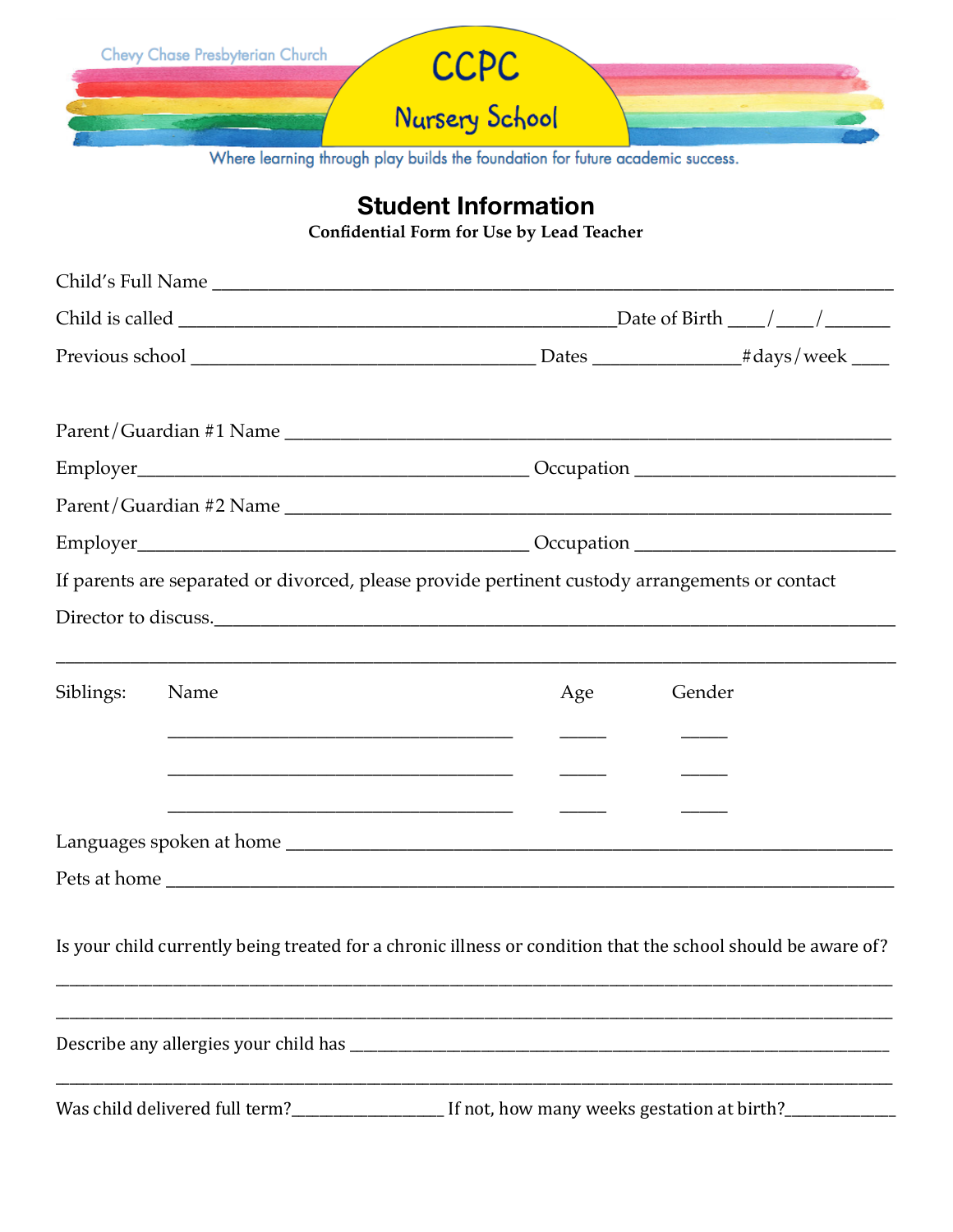Chevy Chase Presbyterian Church

CCPC Nursery School

Where learning through play builds the foundation for future academic success.

## Student Information

**Confidential Form for Use by Lead Teacher**

Child's Full Name ___________________________________________________________________________

Child is called ________________________________________________Date of Birth ____/____/_______

Previous school ______________________________________ Dates ________________#days/week ____

Parent/Guardian #1 Name __________________________________________________________________

Employer___________________________________________ Occupation ___________________________

Parent/Guardian #2 Name __________________________________________________________________

Employer___________________________________________ Occupation ___________________________

If parents are separated or divorced, please provide pertinent custody arrangements or contact Director to discuss.___________________________________________________________________________

_____________________________________________________________________________________________

| Siblings: | Name | Age | Gender |
|---|---|---|---|
| | ______________________________________ | _____ | _____ |
| | ______________________________________ | _____ | _____ |
| | ______________________________________ | _____ | _____ |

Languages spoken at home __________________________________________________________________

Pets at home _____________________________________________________________________________

Is your child currently being treated for a chronic illness or condition that the school should be aware of?

_____________________________________________________________________________________________

_____________________________________________________________________________________________

Describe any allergies your child has ____________________________________________________________

_____________________________________________________________________________________________

Was child delivered full term?_________________ If not, how many weeks gestation at birth?_____________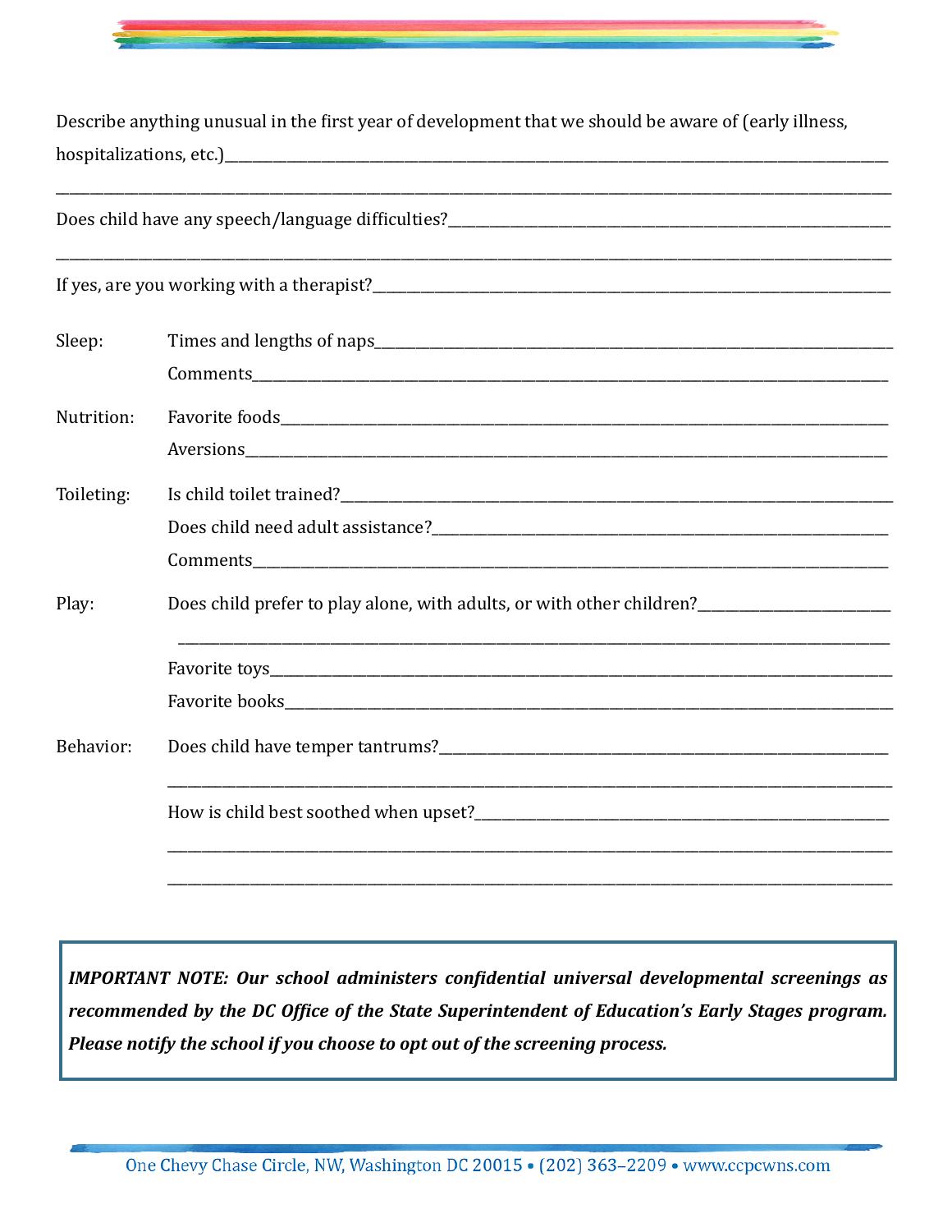Describe anything unusual in the first year of development that we should be aware of (early illness, hospitalizations, etc.)____________________________________________

________________________________________________________________________________

Does child have any speech/language difficulties?_________________________________

________________________________________________________________________________

If yes, are you working with a therapist?____________________________________________

Sleep: Times and lengths of naps____________________________________________

Comments____________________________________________

Nutrition: Favorite foods____________________________________________

Aversions____________________________________________

Toileting: Is child toilet trained?____________________________________________

Does child need adult assistance?____________________________________________

Comments____________________________________________

Play: Does child prefer to play alone, with adults, or with other children?_______________

________________________________________________________________________________

Favorite toys____________________________________________

Favorite books____________________________________________

Behavior: Does child have temper tantrums?____________________________________________

________________________________________________________________________________

How is child best soothed when upset?____________________________________________

________________________________________________________________________________

________________________________________________________________________________

***IMPORTANT NOTE: Our school administers confidential universal developmental screenings as recommended by the DC Office of the State Superintendent of Education's Early Stages program. Please notify the school if you choose to opt out of the screening process.***